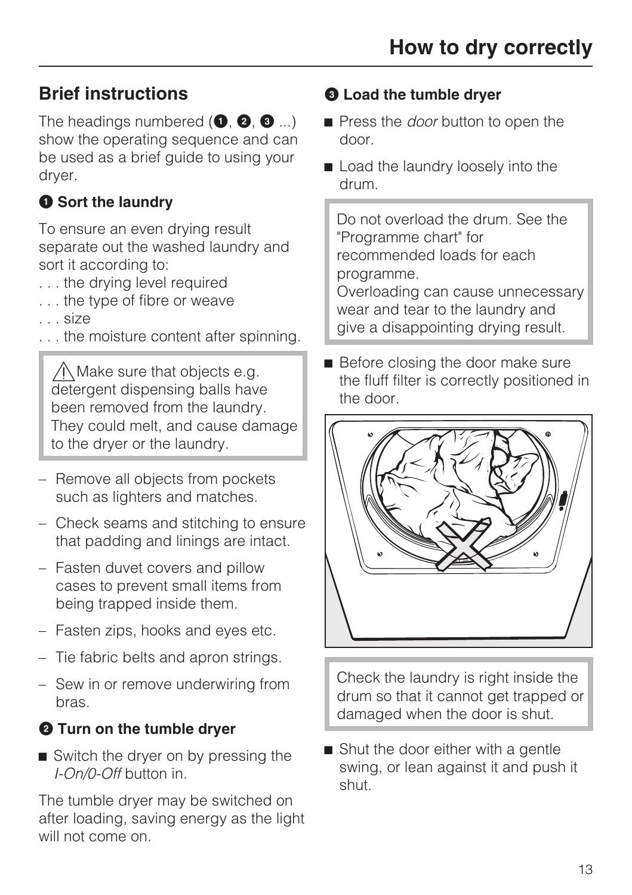# How to dry correctly

## Brief instructions

The headings numbered (❶, ❷, ❸ ...) show the operating sequence and can be used as a brief guide to using your dryer.

### ❶ Sort the laundry

To ensure an even drying result separate out the washed laundry and sort it according to:
. . . the drying level required
. . . the type of fibre or weave
. . . size
. . . the moisture content after spinning.

> ⚠ Make sure that objects e.g. detergent dispensing balls have been removed from the laundry. They could melt, and cause damage to the dryer or the laundry.

- Remove all objects from pockets such as lighters and matches.
- Check seams and stitching to ensure that padding and linings are intact.
- Fasten duvet covers and pillow cases to prevent small items from being trapped inside them.
- Fasten zips, hooks and eyes etc.
- Tie fabric belts and apron strings.
- Sew in or remove underwiring from bras.

### ❷ Turn on the tumble dryer

- Switch the dryer on by pressing the *I-On/0-Off* button in.

The tumble dryer may be switched on after loading, saving energy as the light will not come on.

### ❸ Load the tumble dryer

- Press the *door* button to open the door.
- Load the laundry loosely into the drum.

> Do not overload the drum. See the "Programme chart" for recommended loads for each programme.
> Overloading can cause unnecessary wear and tear to the laundry and give a disappointing drying result.

- Before closing the door make sure the fluff filter is correctly positioned in the door.

> Check the laundry is right inside the drum so that it cannot get trapped or damaged when the door is shut.

- Shut the door either with a gentle swing, or lean against it and push it shut.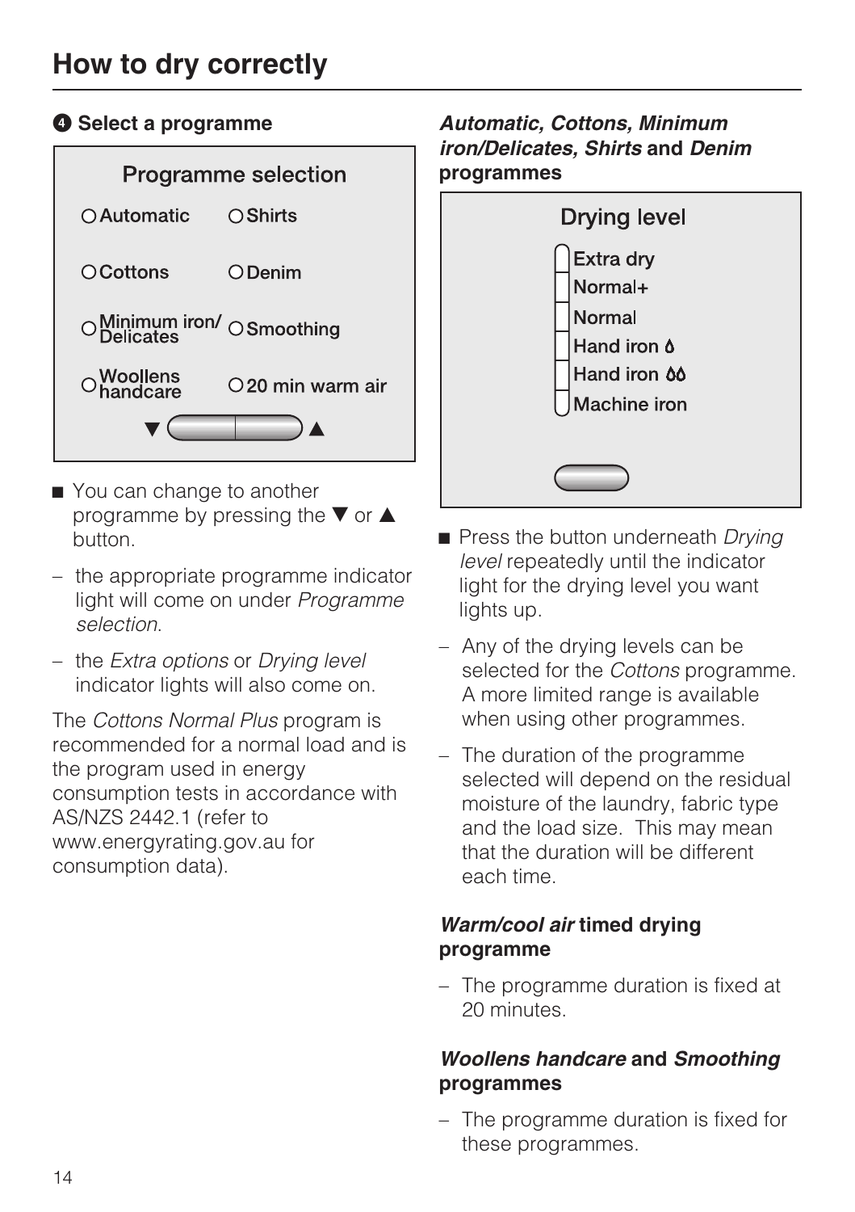# How to dry correctly

## ❹ Select a programme

**Programme selection**

- ○ Automatic
- ○ Shirts
- ○ Cottons
- ○ Denim
- ○ Minimum iron/ Delicates
- ○ Smoothing
- ○ Woollens handcare
- ○ 20 min warm air

▼ ▲

- You can change to another programme by pressing the ▼ or ▲ button.

– the appropriate programme indicator light will come on under *Programme selection*.

– the *Extra options* or *Drying level* indicator lights will also come on.

The *Cottons Normal Plus* program is recommended for a normal load and is the program used in energy consumption tests in accordance with AS/NZS 2442.1 (refer to www.energyrating.gov.au for consumption data).

### *Automatic, Cottons, Minimum iron/Delicates, Shirts* and *Denim* programmes

**Drying level**

- Extra dry
- Normal+
- Normal
- Hand iron 💧
- Hand iron 💧💧
- Machine iron

- Press the button underneath *Drying level* repeatedly until the indicator light for the drying level you want lights up.

– Any of the drying levels can be selected for the *Cottons* programme. A more limited range is available when using other programmes.

– The duration of the programme selected will depend on the residual moisture of the laundry, fabric type and the load size. This may mean that the duration will be different each time.

### *Warm/cool air* timed drying programme

– The programme duration is fixed at 20 minutes.

### *Woollens handcare* and *Smoothing* programmes

– The programme duration is fixed for these programmes.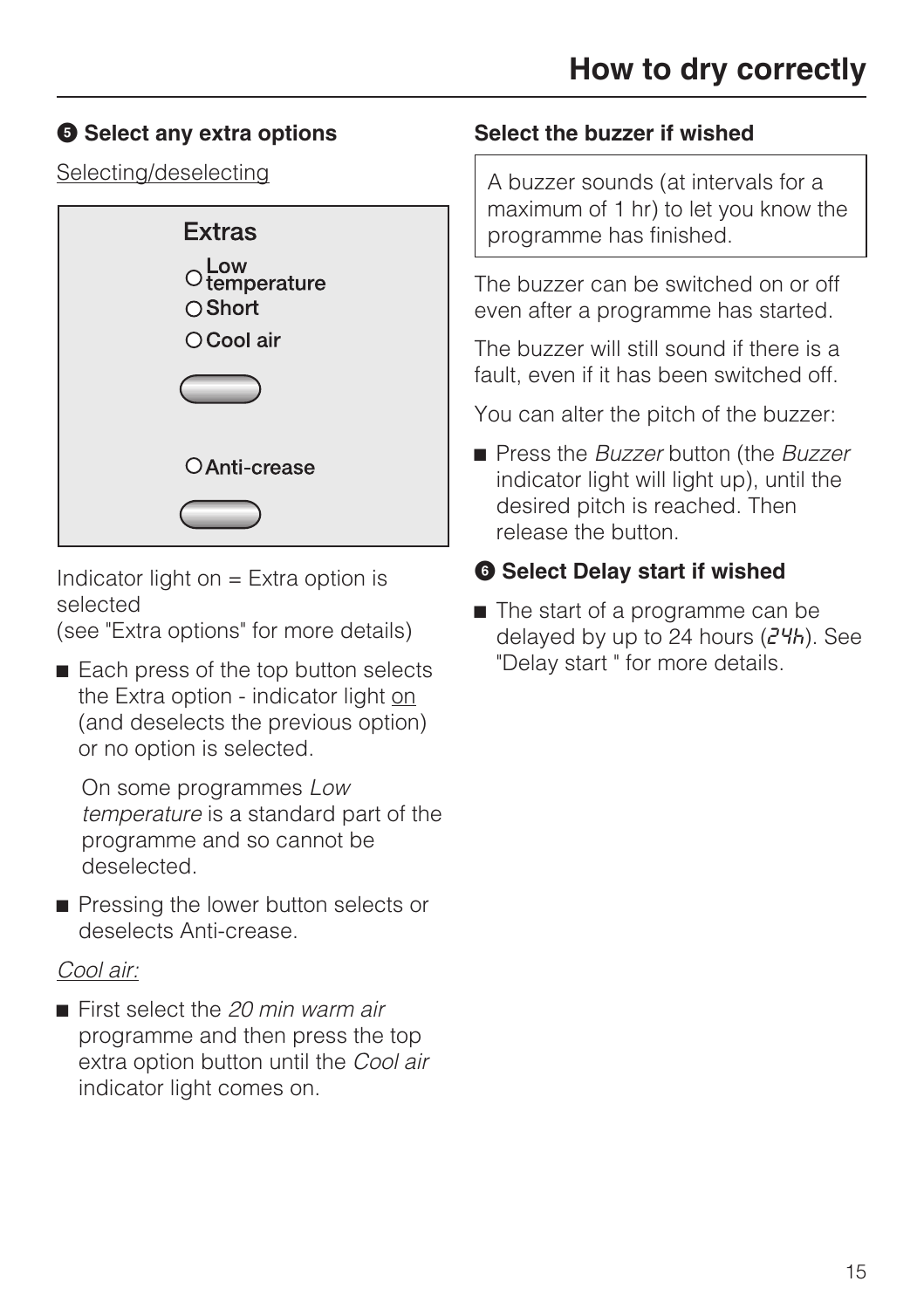## ❺ Select any extra options

Selecting/deselecting

**Extras**

- ○ **Low temperature**
- ○ **Short**
- ○ **Cool air**

- ○ **Anti-crease**

Indicator light on = Extra option is selected
(see "Extra options" for more details)

- Each press of the top button selects the Extra option - indicator light on (and deselects the previous option) or no option is selected.

  On some programmes *Low temperature* is a standard part of the programme and so cannot be deselected.

- Pressing the lower button selects or deselects Anti-crease.

*Cool air:*

- First select the *20 min warm air* programme and then press the top extra option button until the *Cool air* indicator light comes on.

### Select the buzzer if wished

> A buzzer sounds (at intervals for a maximum of 1 hr) to let you know the programme has finished.

The buzzer can be switched on or off even after a programme has started.

The buzzer will still sound if there is a fault, even if it has been switched off.

You can alter the pitch of the buzzer:

- Press the *Buzzer* button (the *Buzzer* indicator light will light up), until the desired pitch is reached. Then release the button.

## ❻ Select Delay start if wished

- The start of a programme can be delayed by up to 24 hours (24h). See "Delay start " for more details.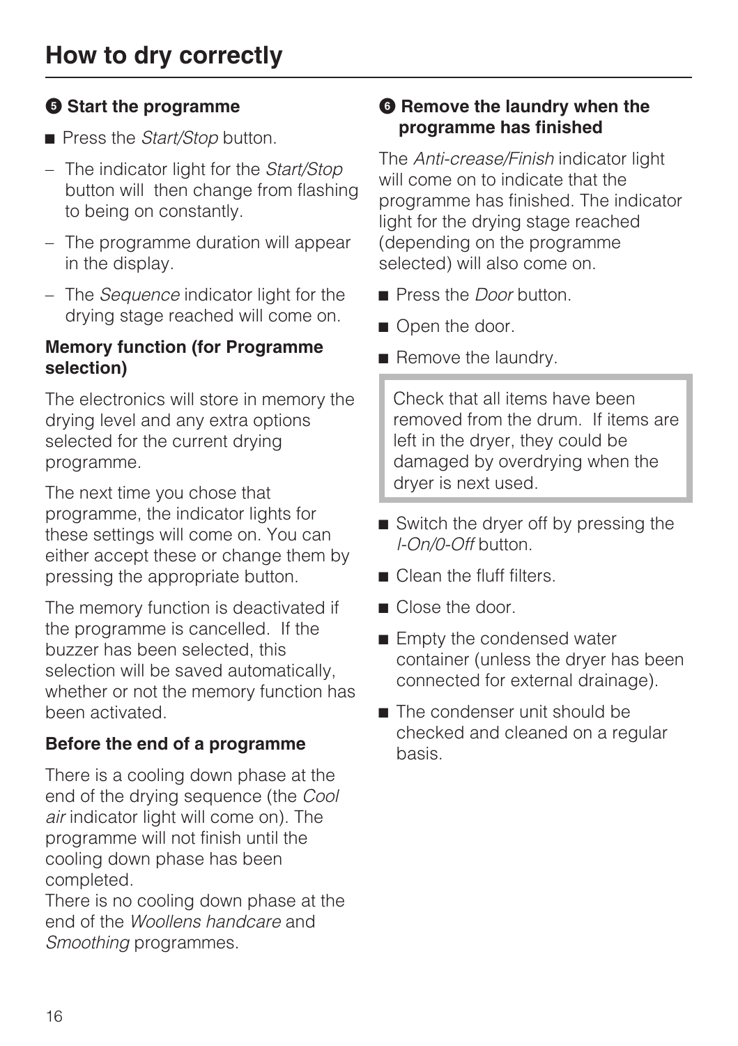# How to dry correctly

### ❺ Start the programme

- Press the *Start/Stop* button.

– The indicator light for the *Start/Stop* button will then change from flashing to being on constantly.

– The programme duration will appear in the display.

– The *Sequence* indicator light for the drying stage reached will come on.

**Memory function (for Programme selection)**

The electronics will store in memory the drying level and any extra options selected for the current drying programme.

The next time you chose that programme, the indicator lights for these settings will come on. You can either accept these or change them by pressing the appropriate button.

The memory function is deactivated if the programme is cancelled. If the buzzer has been selected, this selection will be saved automatically, whether or not the memory function has been activated.

**Before the end of a programme**

There is a cooling down phase at the end of the drying sequence (the *Cool air* indicator light will come on). The programme will not finish until the cooling down phase has been completed.
There is no cooling down phase at the end of the *Woollens handcare* and *Smoothing* programmes.

### ❻ Remove the laundry when the programme has finished

The *Anti-crease/Finish* indicator light will come on to indicate that the programme has finished. The indicator light for the drying stage reached (depending on the programme selected) will also come on.

- Press the *Door* button.
- Open the door.
- Remove the laundry.

> Check that all items have been removed from the drum. If items are left in the dryer, they could be damaged by overdrying when the dryer is next used.

- Switch the dryer off by pressing the *I-On/0-Off* button.
- Clean the fluff filters.
- Close the door.
- Empty the condensed water container (unless the dryer has been connected for external drainage).
- The condenser unit should be checked and cleaned on a regular basis.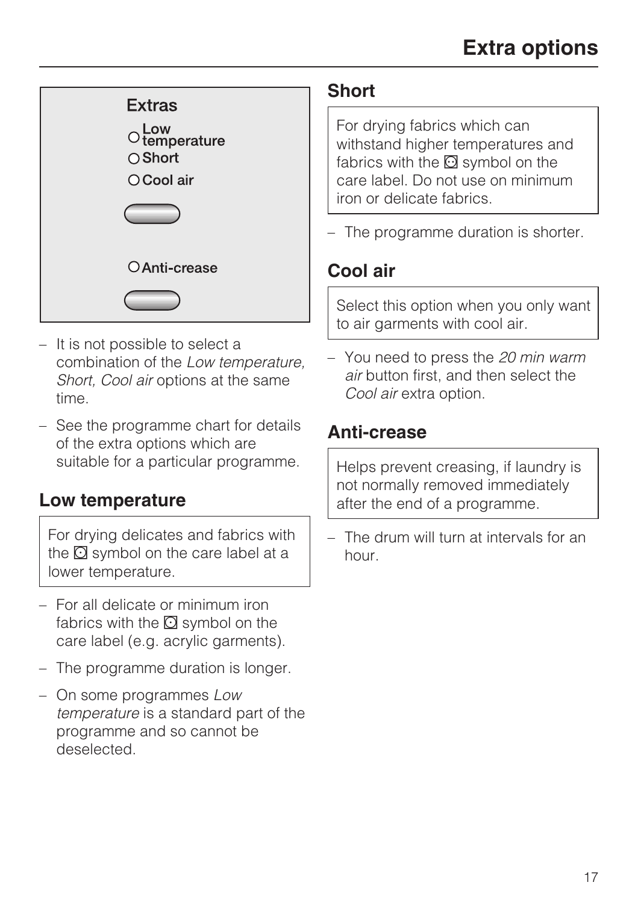# Extra options

Extras

- Low temperature
- Short
- Cool air

- Anti-crease

- It is not possible to select a combination of the *Low temperature, Short, Cool air* options at the same time.
- See the programme chart for details of the extra options which are suitable for a particular programme.

## Low temperature

For drying delicates and fabrics with the ⊡ symbol on the care label at a lower temperature.

- For all delicate or minimum iron fabrics with the ⊡ symbol on the care label (e.g. acrylic garments).
- The programme duration is longer.
- On some programmes *Low temperature* is a standard part of the programme and so cannot be deselected.

## Short

For drying fabrics which can withstand higher temperatures and fabrics with the ⊡ symbol on the care label. Do not use on minimum iron or delicate fabrics.

- The programme duration is shorter.

## Cool air

Select this option when you only want to air garments with cool air.

- You need to press the *20 min warm air* button first, and then select the *Cool air* extra option.

## Anti-crease

Helps prevent creasing, if laundry is not normally removed immediately after the end of a programme.

- The drum will turn at intervals for an hour.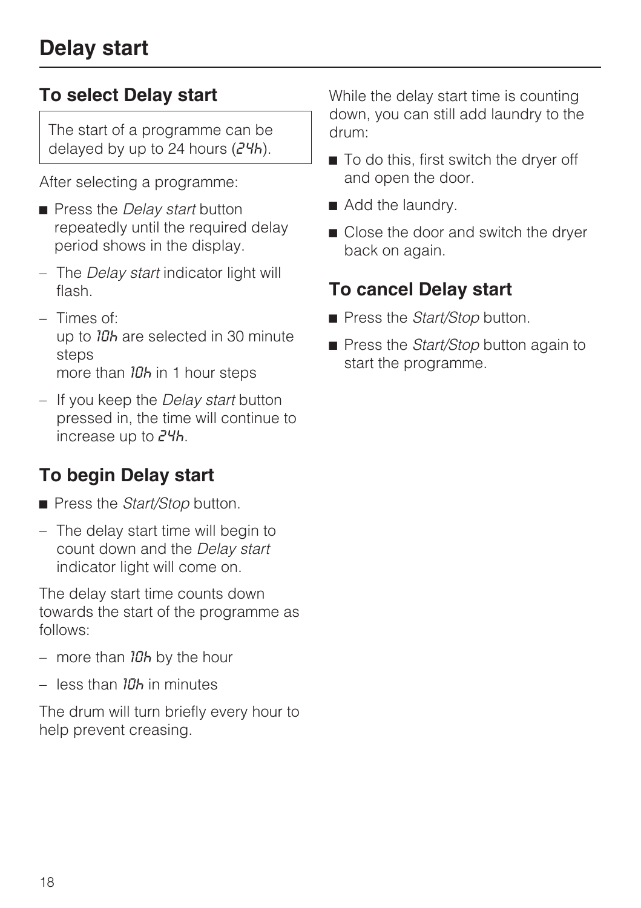# Delay start

## To select Delay start

The start of a programme can be delayed by up to 24 hours (24h).

After selecting a programme:

- Press the *Delay start* button repeatedly until the required delay period shows in the display.
  - The *Delay start* indicator light will flash.
  - Times of:
    up to 10h are selected in 30 minute steps
    more than 10h in 1 hour steps
  - If you keep the *Delay start* button pressed in, the time will continue to increase up to 24h.

## To begin Delay start

- Press the *Start/Stop* button.
  - The delay start time will begin to count down and the *Delay start* indicator light will come on.

The delay start time counts down towards the start of the programme as follows:

- more than 10h by the hour
- less than 10h in minutes

The drum will turn briefly every hour to help prevent creasing.

While the delay start time is counting down, you can still add laundry to the drum:

- To do this, first switch the dryer off and open the door.
- Add the laundry.
- Close the door and switch the dryer back on again.

## To cancel Delay start

- Press the *Start/Stop* button.
- Press the *Start/Stop* button again to start the programme.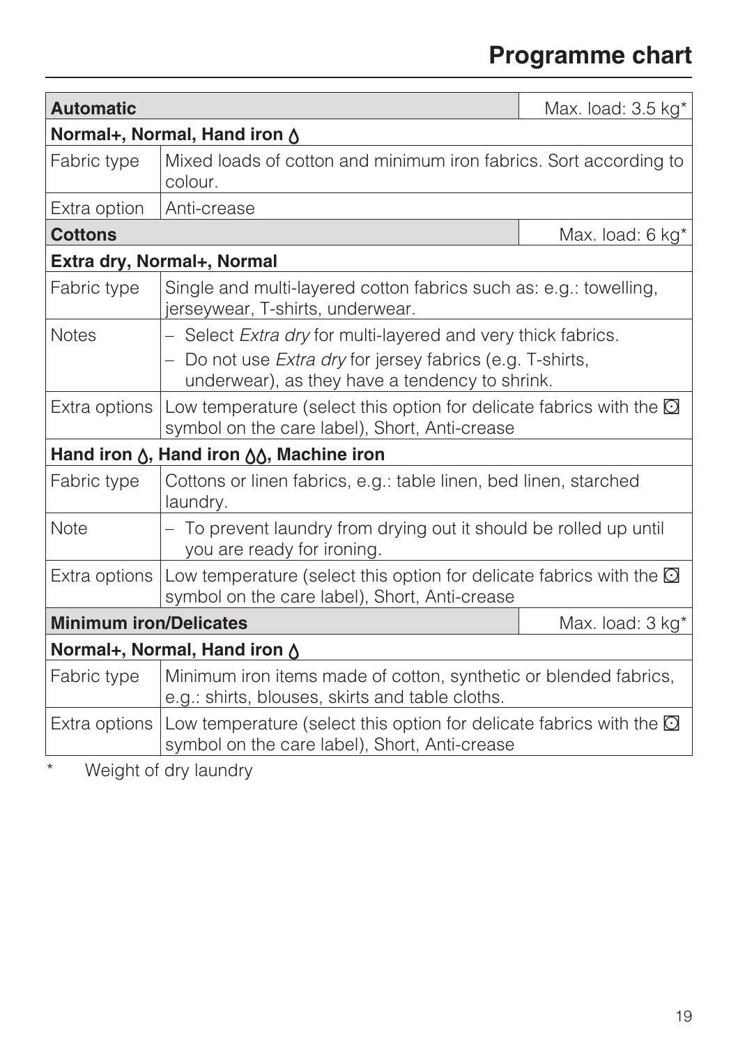# Programme chart

| **Automatic** | | Max. load: 3.5 kg* |
|---|---|---|
| **Normal+, Normal, Hand iron 💧** | | |
| Fabric type | Mixed loads of cotton and minimum iron fabrics. Sort according to colour. | |
| Extra option | Anti-crease | |
| **Cottons** | | Max. load: 6 kg* |
| **Extra dry, Normal+, Normal** | | |
| Fabric type | Single and multi-layered cotton fabrics such as: e.g.: towelling, jerseywear, T-shirts, underwear. | |
| Notes | – Select *Extra dry* for multi-layered and very thick fabrics.<br>– Do not use *Extra dry* for jersey fabrics (e.g. T-shirts, underwear), as they have a tendency to shrink. | |
| Extra options | Low temperature (select this option for delicate fabrics with the ⊡ symbol on the care label), Short, Anti-crease | |
| **Hand iron 💧, Hand iron 💧💧, Machine iron** | | |
| Fabric type | Cottons or linen fabrics, e.g.: table linen, bed linen, starched laundry. | |
| Note | – To prevent laundry from drying out it should be rolled up until you are ready for ironing. | |
| Extra options | Low temperature (select this option for delicate fabrics with the ⊡ symbol on the care label), Short, Anti-crease | |
| **Minimum iron/Delicates** | | Max. load: 3 kg* |
| **Normal+, Normal, Hand iron 💧** | | |
| Fabric type | Minimum iron items made of cotton, synthetic or blended fabrics, e.g.: shirts, blouses, skirts and table cloths. | |
| Extra options | Low temperature (select this option for delicate fabrics with the ⊡ symbol on the care label), Short, Anti-crease | |

\* Weight of dry laundry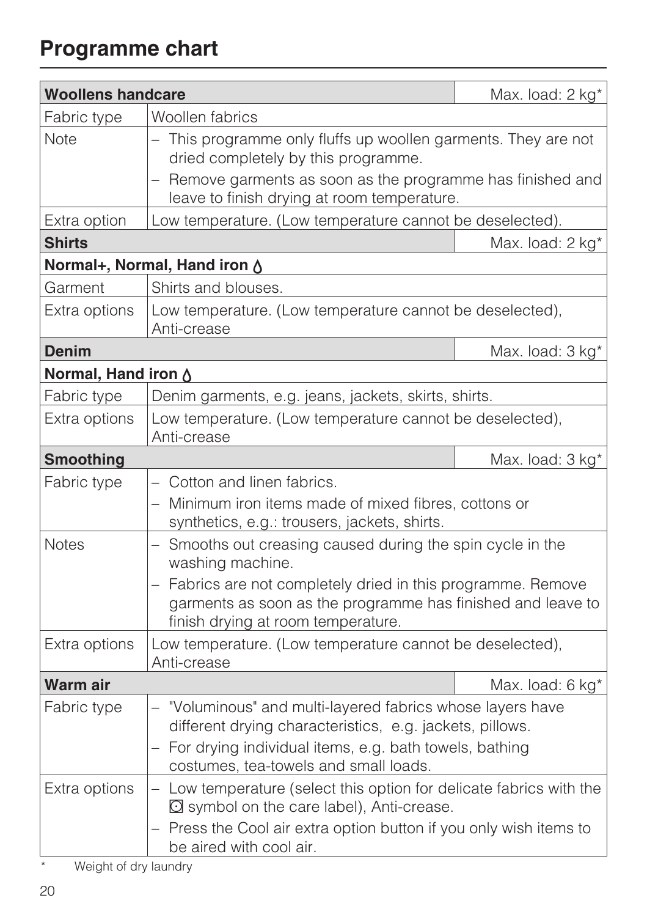# Programme chart

| | | |
|---|---|---|
| **Woollens handcare** | | Max. load: 2 kg* |
| Fabric type | Woollen fabrics | |
| Note | – This programme only fluffs up woollen garments. They are not dried completely by this programme.<br>– Remove garments as soon as the programme has finished and leave to finish drying at room temperature. | |
| Extra option | Low temperature. (Low temperature cannot be deselected). | |
| **Shirts** | | Max. load: 2 kg* |
| **Normal+, Normal, Hand iron** | | |
| Garment | Shirts and blouses. | |
| Extra options | Low temperature. (Low temperature cannot be deselected), Anti-crease | |
| **Denim** | | Max. load: 3 kg* |
| **Normal, Hand iron** | | |
| Fabric type | Denim garments, e.g. jeans, jackets, skirts, shirts. | |
| Extra options | Low temperature. (Low temperature cannot be deselected), Anti-crease | |
| **Smoothing** | | Max. load: 3 kg* |
| Fabric type | – Cotton and linen fabrics.<br>– Minimum iron items made of mixed fibres, cottons or synthetics, e.g.: trousers, jackets, shirts. | |
| Notes | – Smooths out creasing caused during the spin cycle in the washing machine.<br>– Fabrics are not completely dried in this programme. Remove garments as soon as the programme has finished and leave to finish drying at room temperature. | |
| Extra options | Low temperature. (Low temperature cannot be deselected), Anti-crease | |
| **Warm air** | | Max. load: 6 kg* |
| Fabric type | – "Voluminous" and multi-layered fabrics whose layers have different drying characteristics, e.g. jackets, pillows.<br>– For drying individual items, e.g. bath towels, bathing costumes, tea-towels and small loads. | |
| Extra options | – Low temperature (select this option for delicate fabrics with the symbol on the care label), Anti-crease.<br>– Press the Cool air extra option button if you only wish items to be aired with cool air. | |

* Weight of dry laundry